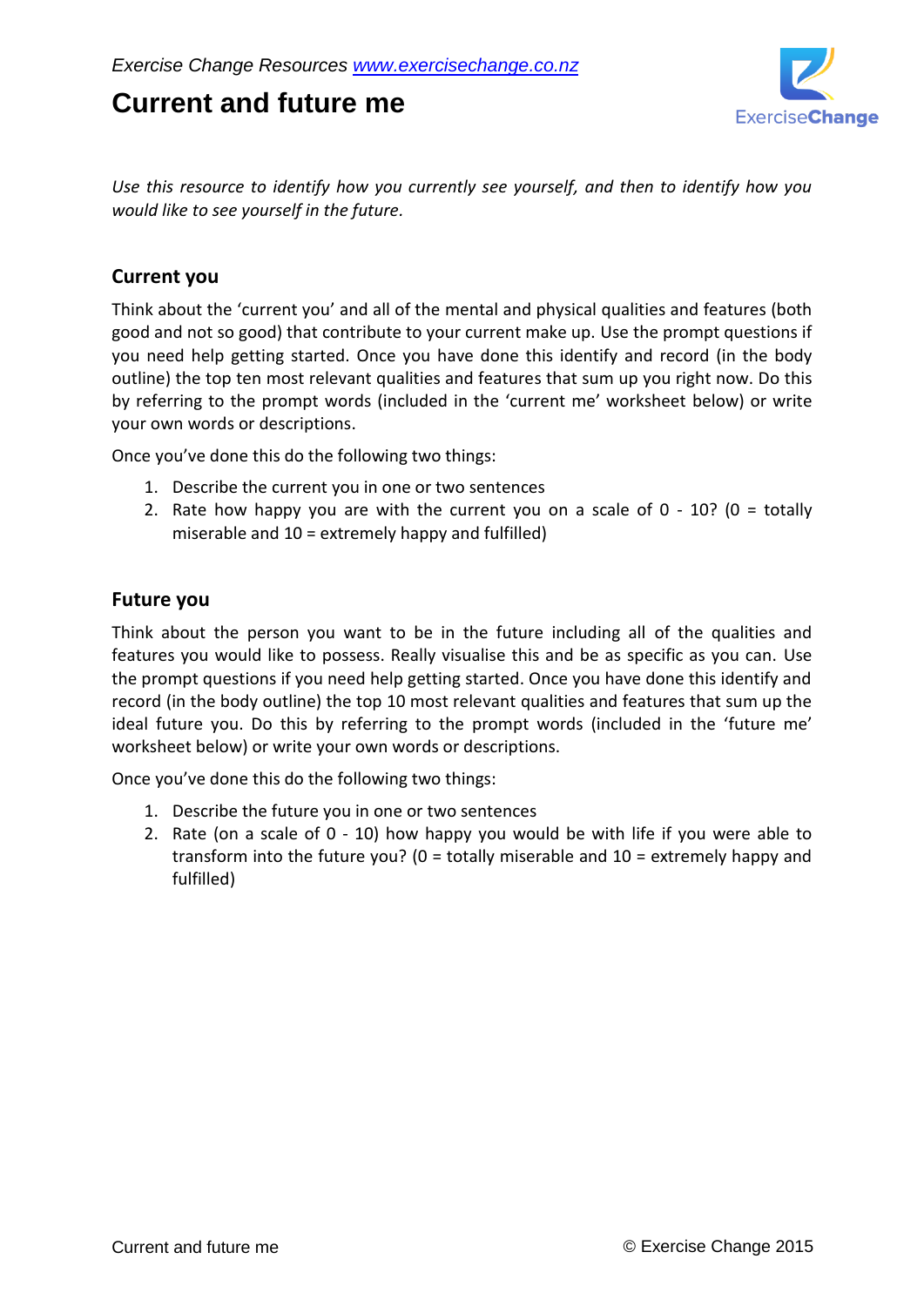*Exercise Change Resources [www.exercisechange.co.nz](http://www.exercisechange.co.nz)*

# Current and future me

*Use this resource to identify how you currently see yourself, and then to identify how you would like to see yourself in the future.*

## Current you

Think about the 'current you' and all of the mental and physical qualities and features (both good and not so good) that contribute to your current make up. Use the prompt questions if you need help getting started. Once you have done this identify and record (in the body outline) the top ten most relevant qualities and features that sum up you right now. Do this by referring to the prompt words (included in the 'current me' worksheet below) or write your own words or descriptions.

Once you've done this do the following two things:

1. Describe the current you in one or two sentences
2. Rate how happy you are with the current you on a scale of 0 - 10? (0 = totally miserable and 10 = extremely happy and fulfilled)

## Future you

Think about the person you want to be in the future including all of the qualities and features you would like to possess. Really visualise this and be as specific as you can. Use the prompt questions if you need help getting started. Once you have done this identify and record (in the body outline) the top 10 most relevant qualities and features that sum up the ideal future you. Do this by referring to the prompt words (included in the 'future me' worksheet below) or write your own words or descriptions.

Once you've done this do the following two things:

1. Describe the future you in one or two sentences
2. Rate (on a scale of 0 - 10) how happy you would be with life if you were able to transform into the future you? (0 = totally miserable and 10 = extremely happy and fulfilled)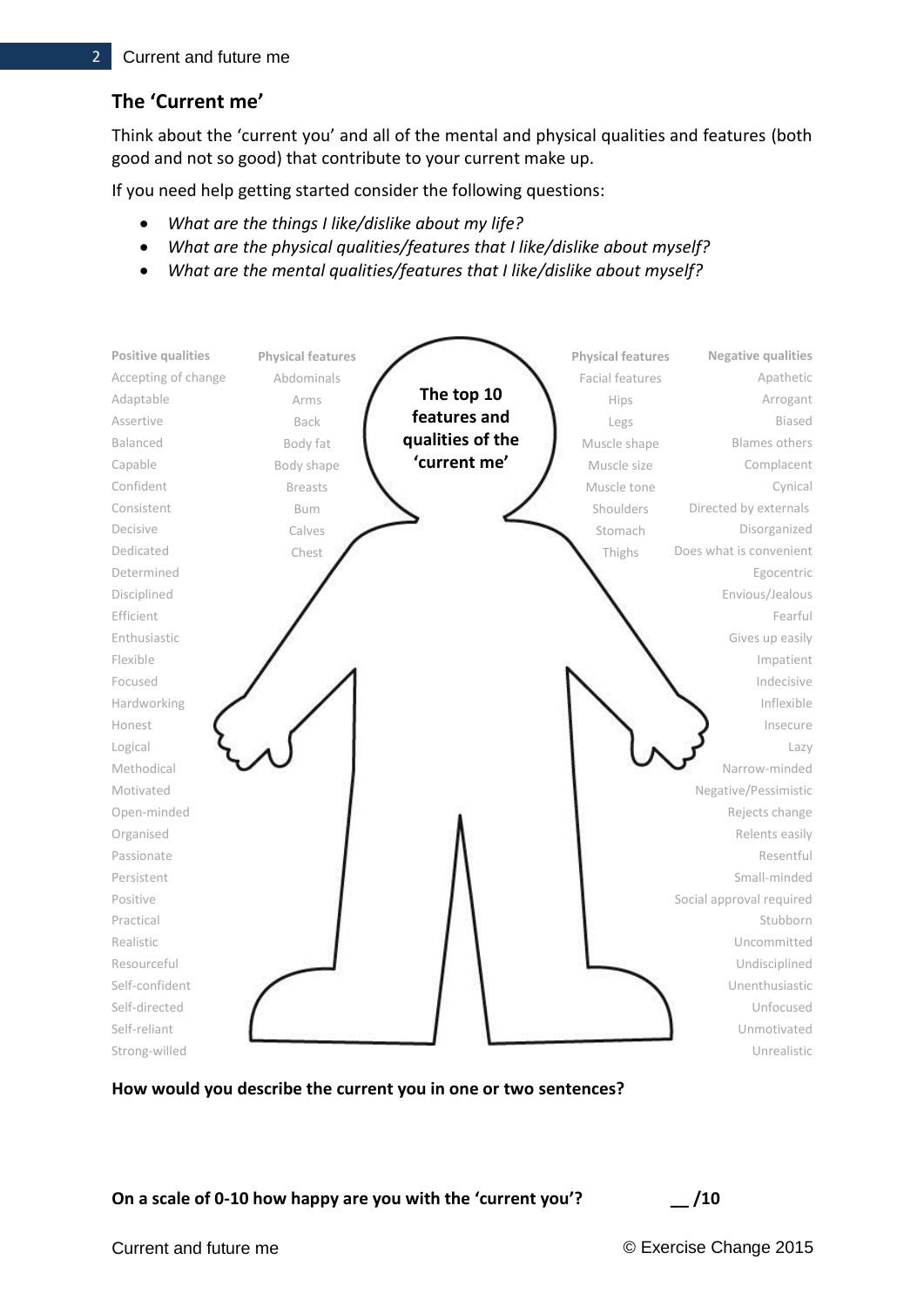## The 'Current me'

Think about the 'current you' and all of the mental and physical qualities and features (both good and not so good) that contribute to your current make up.

If you need help getting started consider the following questions:

- *What are the things I like/dislike about my life?*
- *What are the physical qualities/features that I like/dislike about myself?*
- *What are the mental qualities/features that I like/dislike about myself?*

**The top 10 features and qualities of the 'current me'**

| Positive qualities | Physical features | Physical features | Negative qualities |
| --- | --- | --- | --- |
| Accepting of change | Abdominals | Facial features | Apathetic |
| Adaptable | Arms | Hips | Arrogant |
| Assertive | Back | Legs | Biased |
| Balanced | Body fat | Muscle shape | Blames others |
| Capable | Body shape | Muscle size | Complacent |
| Confident | Breasts | Muscle tone | Cynical |
| Consistent | Bum | Shoulders | Directed by externals |
| Decisive | Calves | Stomach | Disorganized |
| Dedicated | Chest | Thighs | Does what is convenient |
| Determined | | | Egocentric |
| Disciplined | | | Envious/Jealous |
| Efficient | | | Fearful |
| Enthusiastic | | | Gives up easily |
| Flexible | | | Impatient |
| Focused | | | Indecisive |
| Hardworking | | | Inflexible |
| Honest | | | Insecure |
| Logical | | | Lazy |
| Methodical | | | Narrow-minded |
| Motivated | | | Negative/Pessimistic |
| Open-minded | | | Rejects change |
| Organised | | | Relents easily |
| Passionate | | | Resentful |
| Persistent | | | Small-minded |
| Positive | | | Social approval required |
| Practical | | | Stubborn |
| Realistic | | | Uncommitted |
| Resourceful | | | Undisciplined |
| Self-confident | | | Unenthusiastic |
| Self-directed | | | Unfocused |
| Self-reliant | | | Unmotivated |
| Strong-willed | | | Unrealistic |

**How would you describe the current you in one or two sentences?**

**On a scale of 0-10 how happy are you with the 'current you'?** __ /10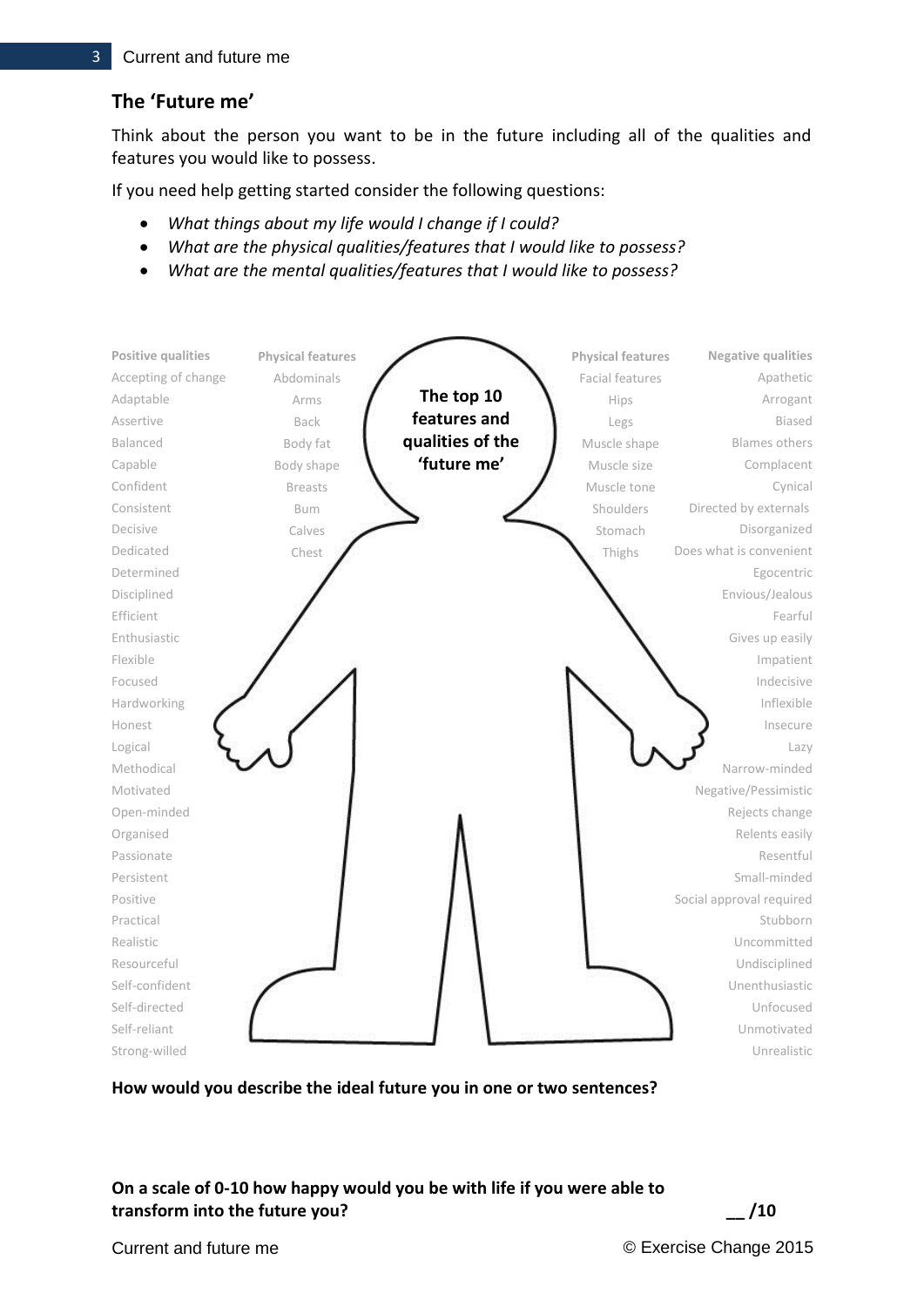## The 'Future me'

Think about the person you want to be in the future including all of the qualities and features you would like to possess.

If you need help getting started consider the following questions:

- *What things about my life would I change if I could?*
- *What are the physical qualities/features that I would like to possess?*
- *What are the mental qualities/features that I would like to possess?*

**The top 10 features and qualities of the 'future me'**

| Positive qualities | Physical features | Physical features | Negative qualities |
|---|---|---|---|
| Accepting of change | Abdominals | Facial features | Apathetic |
| Adaptable | Arms | Hips | Arrogant |
| Assertive | Back | Legs | Biased |
| Balanced | Body fat | Muscle shape | Blames others |
| Capable | Body shape | Muscle size | Complacent |
| Confident | Breasts | Muscle tone | Cynical |
| Consistent | Bum | Shoulders | Directed by externals |
| Decisive | Calves | Stomach | Disorganized |
| Dedicated | Chest | Thighs | Does what is convenient |
| Determined | | | Egocentric |
| Disciplined | | | Envious/Jealous |
| Efficient | | | Fearful |
| Enthusiastic | | | Gives up easily |
| Flexible | | | Impatient |
| Focused | | | Indecisive |
| Hardworking | | | Inflexible |
| Honest | | | Insecure |
| Logical | | | Lazy |
| Methodical | | | Narrow-minded |
| Motivated | | | Negative/Pessimistic |
| Open-minded | | | Rejects change |
| Organised | | | Relents easily |
| Passionate | | | Resentful |
| Persistent | | | Small-minded |
| Positive | | | Social approval required |
| Practical | | | Stubborn |
| Realistic | | | Uncommitted |
| Resourceful | | | Undisciplined |
| Self-confident | | | Unenthusiastic |
| Self-directed | | | Unfocused |
| Self-reliant | | | Unmotivated |
| Strong-willed | | | Unrealistic |

**How would you describe the ideal future you in one or two sentences?**

**On a scale of 0-10 how happy would you be with life if you were able to transform into the future you?** **__ /10**